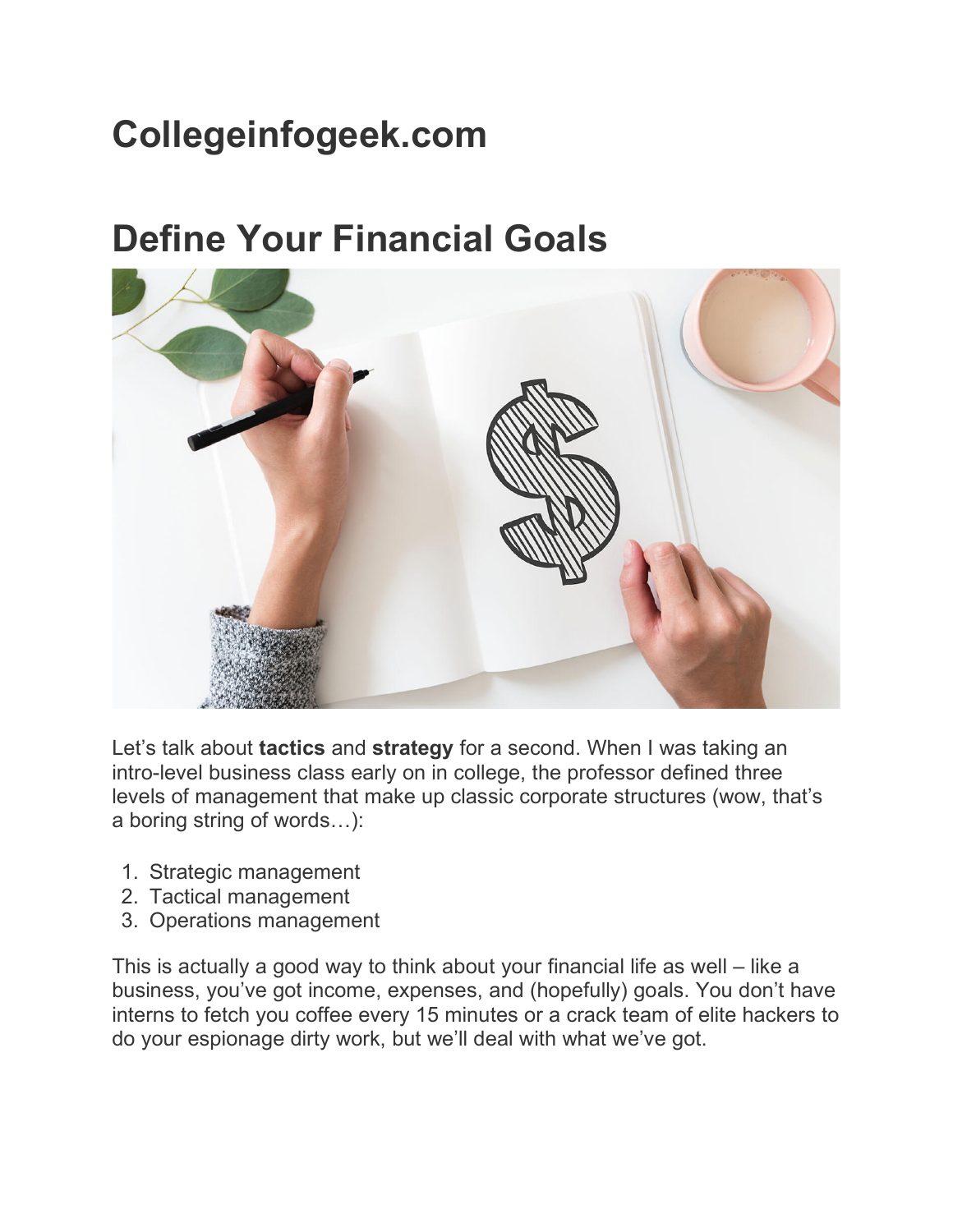# Collegeinfogeek.com

# Define Your Financial Goals

Let's talk about **tactics** and **strategy** for a second. When I was taking an intro-level business class early on in college, the professor defined three levels of management that make up classic corporate structures (wow, that's a boring string of words…):

1. Strategic management
2. Tactical management
3. Operations management

This is actually a good way to think about your financial life as well – like a business, you've got income, expenses, and (hopefully) goals. You don't have interns to fetch you coffee every 15 minutes or a crack team of elite hackers to do your espionage dirty work, but we'll deal with what we've got.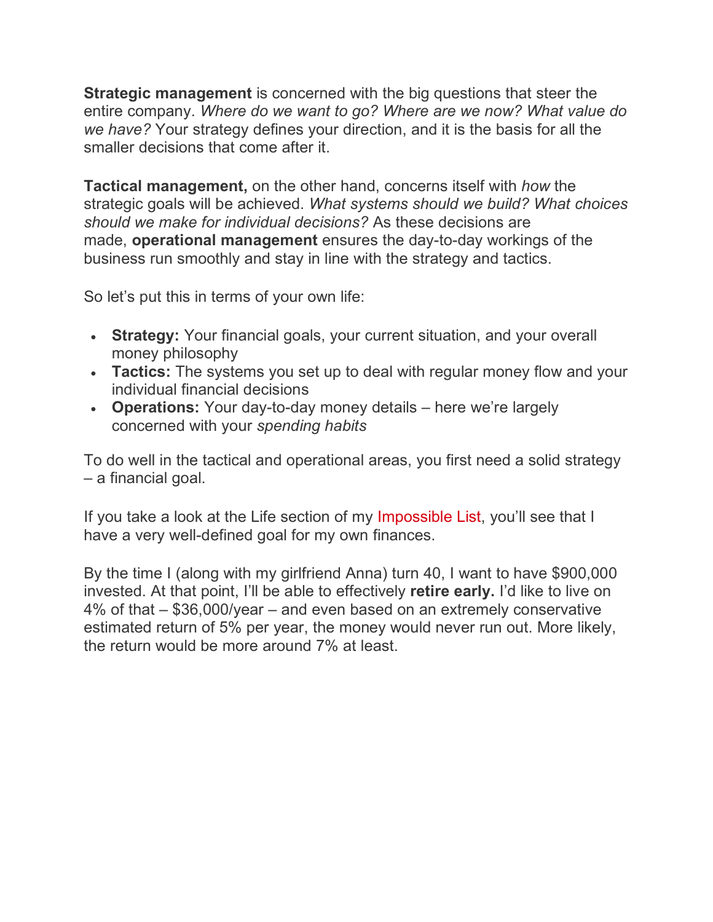**Strategic management** is concerned with the big questions that steer the entire company. *Where do we want to go? Where are we now? What value do we have?* Your strategy defines your direction, and it is the basis for all the smaller decisions that come after it.

**Tactical management,** on the other hand, concerns itself with *how* the strategic goals will be achieved. *What systems should we build? What choices should we make for individual decisions?* As these decisions are made, **operational management** ensures the day-to-day workings of the business run smoothly and stay in line with the strategy and tactics.

So let's put this in terms of your own life:

- **Strategy:** Your financial goals, your current situation, and your overall money philosophy
- **Tactics:** The systems you set up to deal with regular money flow and your individual financial decisions
- **Operations:** Your day-to-day money details – here we're largely concerned with your *spending habits*

To do well in the tactical and operational areas, you first need a solid strategy – a financial goal.

If you take a look at the Life section of my Impossible List, you'll see that I have a very well-defined goal for my own finances.

By the time I (along with my girlfriend Anna) turn 40, I want to have $900,000 invested. At that point, I'll be able to effectively **retire early.** I'd like to live on 4% of that – $36,000/year – and even based on an extremely conservative estimated return of 5% per year, the money would never run out. More likely, the return would be more around 7% at least.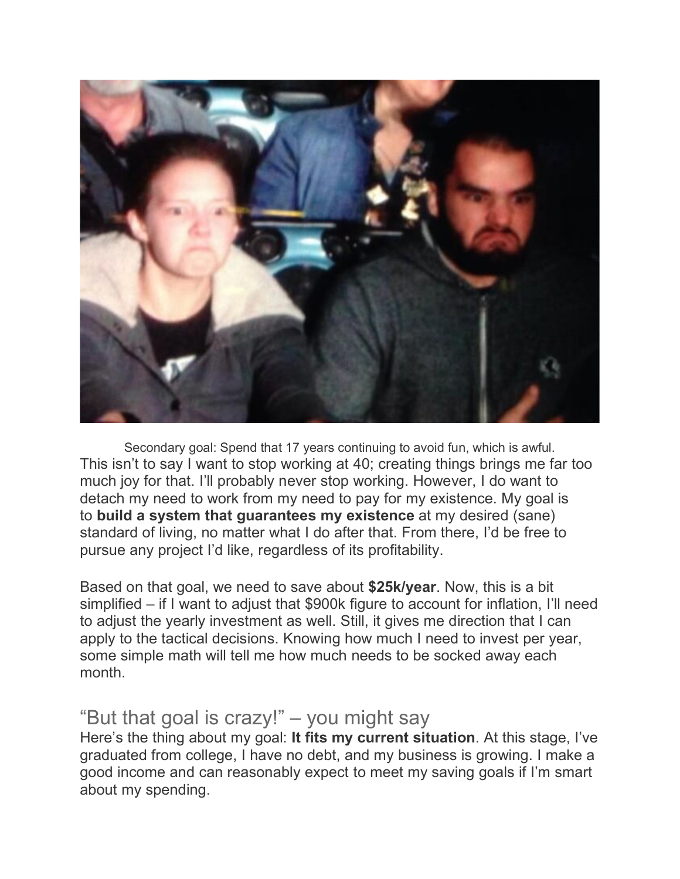Secondary goal: Spend that 17 years continuing to avoid fun, which is awful.

This isn't to say I want to stop working at 40; creating things brings me far too much joy for that. I'll probably never stop working. However, I do want to detach my need to work from my need to pay for my existence. My goal is to **build a system that guarantees my existence** at my desired (sane) standard of living, no matter what I do after that. From there, I'd be free to pursue any project I'd like, regardless of its profitability.

Based on that goal, we need to save about **$25k/year**. Now, this is a bit simplified – if I want to adjust that $900k figure to account for inflation, I'll need to adjust the yearly investment as well. Still, it gives me direction that I can apply to the tactical decisions. Knowing how much I need to invest per year, some simple math will tell me how much needs to be socked away each month.

## "But that goal is crazy!" – you might say

Here's the thing about my goal: **It fits my current situation**. At this stage, I've graduated from college, I have no debt, and my business is growing. I make a good income and can reasonably expect to meet my saving goals if I'm smart about my spending.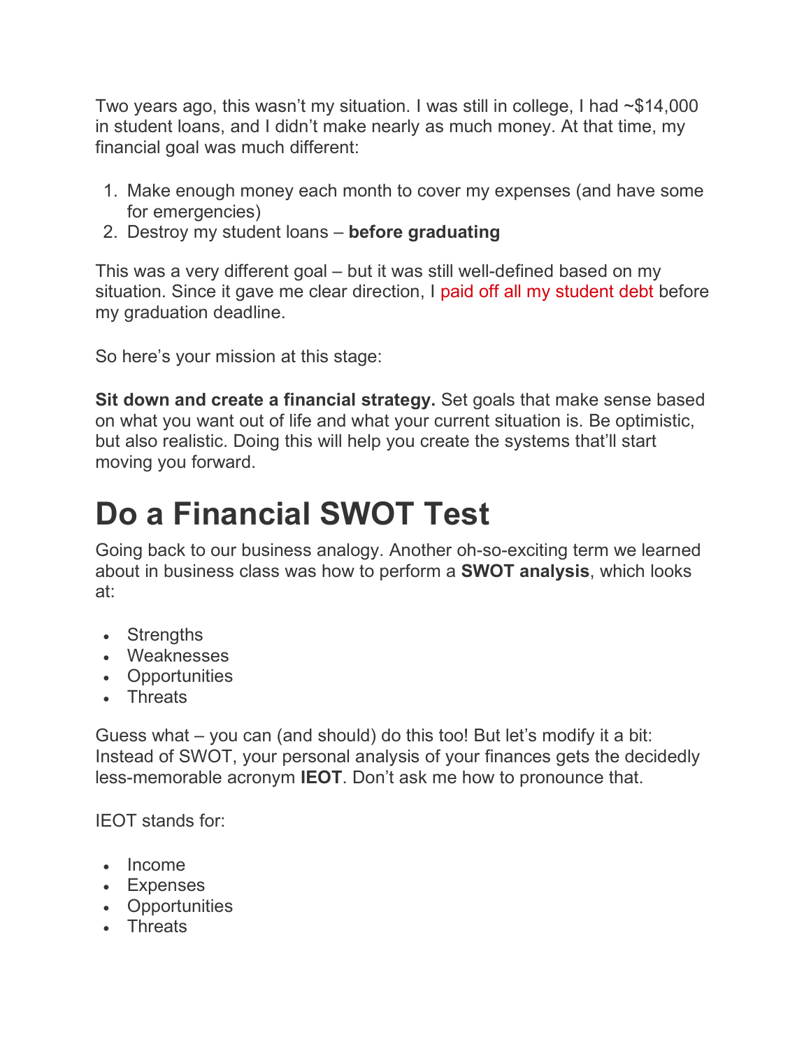Two years ago, this wasn't my situation. I was still in college, I had ~$14,000 in student loans, and I didn't make nearly as much money. At that time, my financial goal was much different:

1. Make enough money each month to cover my expenses (and have some for emergencies)
2. Destroy my student loans – **before graduating**

This was a very different goal – but it was still well-defined based on my situation. Since it gave me clear direction, I paid off all my student debt before my graduation deadline.

So here's your mission at this stage:

**Sit down and create a financial strategy.** Set goals that make sense based on what you want out of life and what your current situation is. Be optimistic, but also realistic. Doing this will help you create the systems that'll start moving you forward.

# Do a Financial SWOT Test

Going back to our business analogy. Another oh-so-exciting term we learned about in business class was how to perform a **SWOT analysis**, which looks at:

- Strengths
- Weaknesses
- Opportunities
- Threats

Guess what – you can (and should) do this too! But let's modify it a bit: Instead of SWOT, your personal analysis of your finances gets the decidedly less-memorable acronym **IEOT**. Don't ask me how to pronounce that.

IEOT stands for:

- Income
- Expenses
- Opportunities
- Threats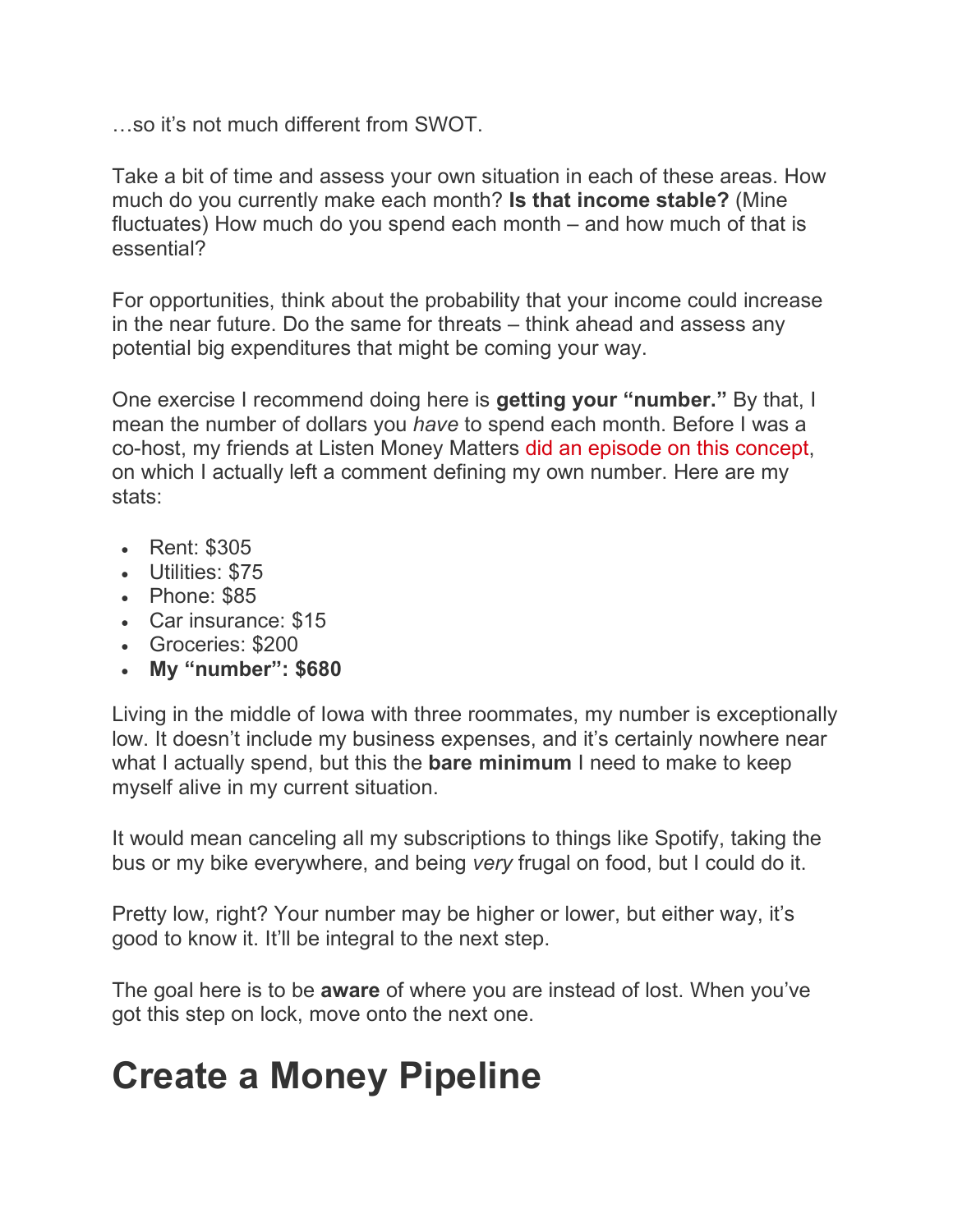…so it's not much different from SWOT.

Take a bit of time and assess your own situation in each of these areas. How much do you currently make each month? **Is that income stable?** (Mine fluctuates) How much do you spend each month – and how much of that is essential?

For opportunities, think about the probability that your income could increase in the near future. Do the same for threats – think ahead and assess any potential big expenditures that might be coming your way.

One exercise I recommend doing here is **getting your "number."** By that, I mean the number of dollars you *have* to spend each month. Before I was a co-host, my friends at Listen Money Matters did an episode on this concept, on which I actually left a comment defining my own number. Here are my stats:

- Rent: $305
- Utilities: $75
- Phone: $85
- Car insurance: $15
- Groceries: $200
- **My "number": $680**

Living in the middle of Iowa with three roommates, my number is exceptionally low. It doesn't include my business expenses, and it's certainly nowhere near what I actually spend, but this the **bare minimum** I need to make to keep myself alive in my current situation.

It would mean canceling all my subscriptions to things like Spotify, taking the bus or my bike everywhere, and being *very* frugal on food, but I could do it.

Pretty low, right? Your number may be higher or lower, but either way, it's good to know it. It'll be integral to the next step.

The goal here is to be **aware** of where you are instead of lost. When you've got this step on lock, move onto the next one.

# Create a Money Pipeline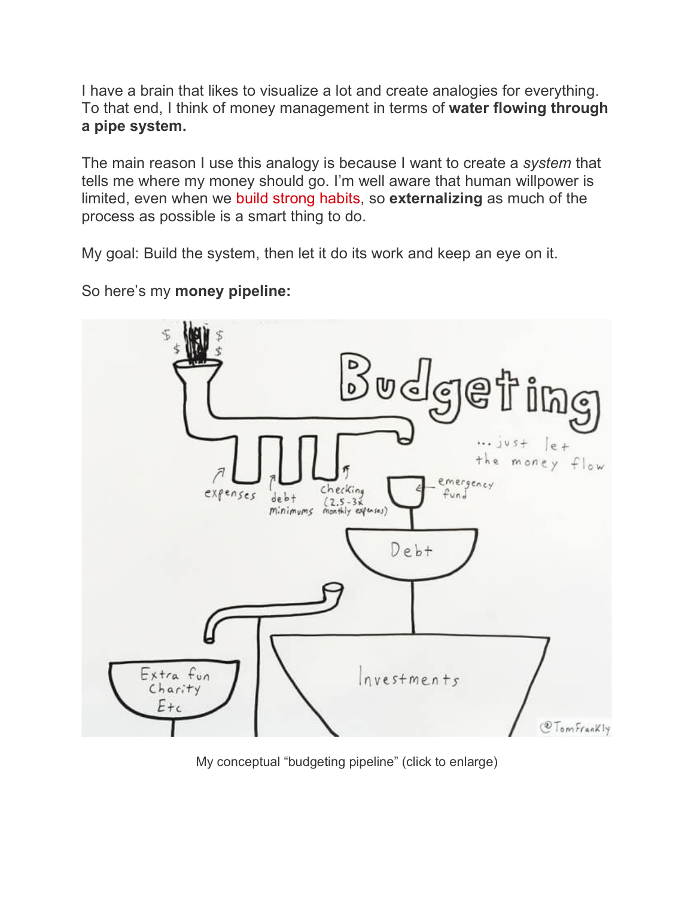I have a brain that likes to visualize a lot and create analogies for everything. To that end, I think of money management in terms of **water flowing through a pipe system.**

The main reason I use this analogy is because I want to create a *system* that tells me where my money should go. I'm well aware that human willpower is limited, even when we build strong habits, so **externalizing** as much of the process as possible is a smart thing to do.

My goal: Build the system, then let it do its work and keep an eye on it.

So here's my **money pipeline:**

My conceptual "budgeting pipeline" (click to enlarge)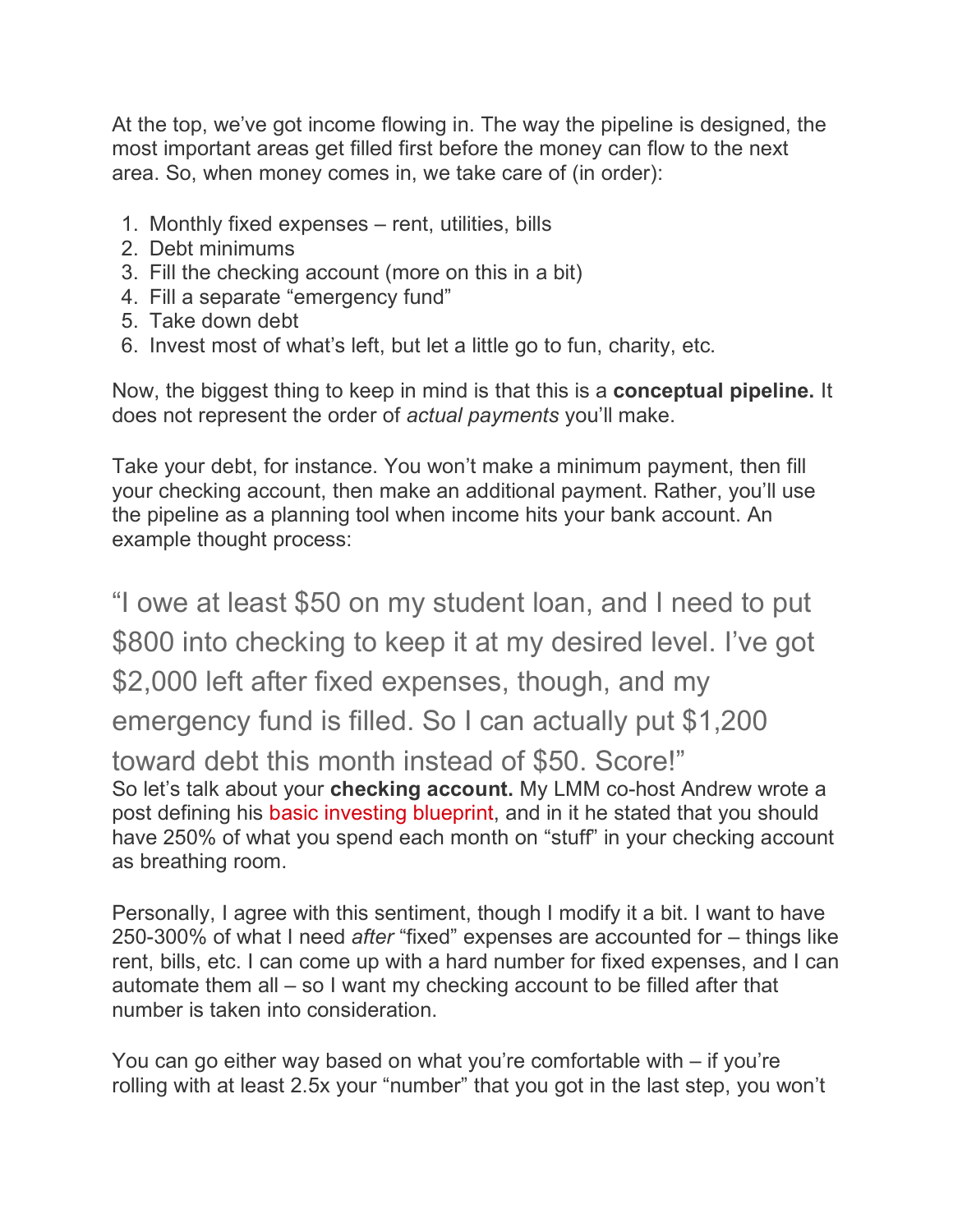At the top, we've got income flowing in. The way the pipeline is designed, the most important areas get filled first before the money can flow to the next area. So, when money comes in, we take care of (in order):

1. Monthly fixed expenses – rent, utilities, bills
2. Debt minimums
3. Fill the checking account (more on this in a bit)
4. Fill a separate "emergency fund"
5. Take down debt
6. Invest most of what's left, but let a little go to fun, charity, etc.

Now, the biggest thing to keep in mind is that this is a **conceptual pipeline.** It does not represent the order of *actual payments* you'll make.

Take your debt, for instance. You won't make a minimum payment, then fill your checking account, then make an additional payment. Rather, you'll use the pipeline as a planning tool when income hits your bank account. An example thought process:

> "I owe at least $50 on my student loan, and I need to put $800 into checking to keep it at my desired level. I've got $2,000 left after fixed expenses, though, and my emergency fund is filled. So I can actually put $1,200 toward debt this month instead of $50. Score!"

So let's talk about your **checking account.** My LMM co-host Andrew wrote a post defining his basic investing blueprint, and in it he stated that you should have 250% of what you spend each month on "stuff" in your checking account as breathing room.

Personally, I agree with this sentiment, though I modify it a bit. I want to have 250-300% of what I need *after* "fixed" expenses are accounted for – things like rent, bills, etc. I can come up with a hard number for fixed expenses, and I can automate them all – so I want my checking account to be filled after that number is taken into consideration.

You can go either way based on what you're comfortable with – if you're rolling with at least 2.5x your "number" that you got in the last step, you won't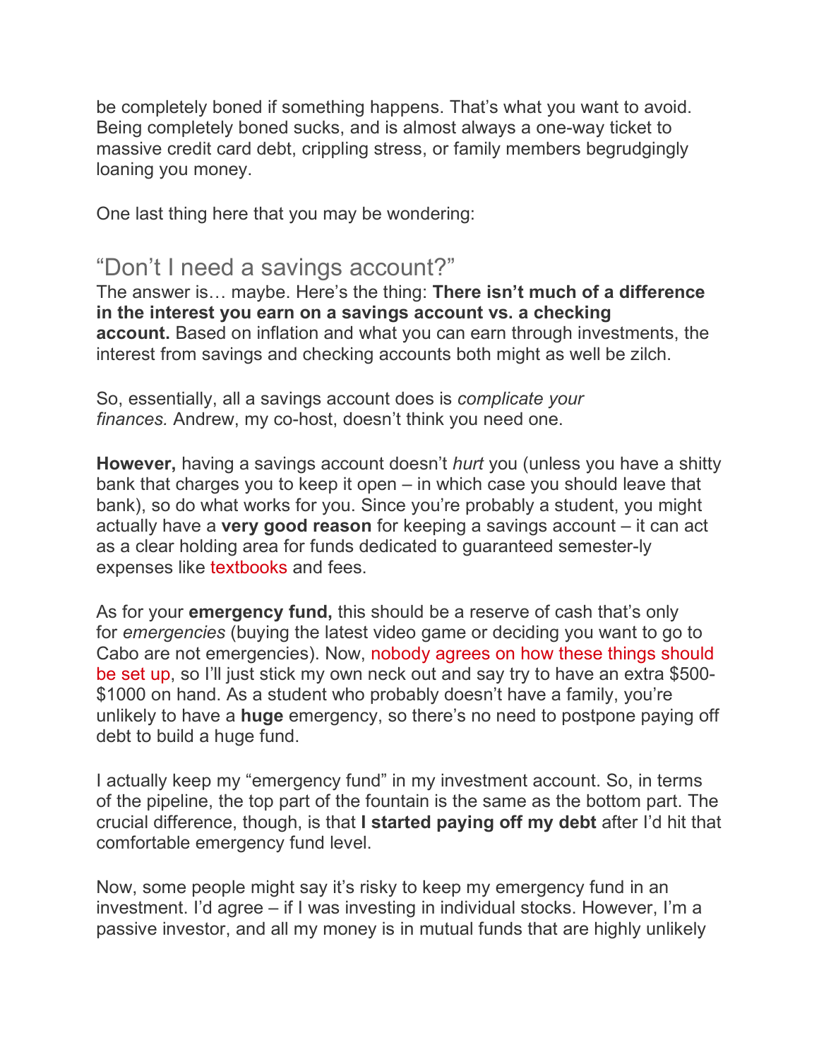be completely boned if something happens. That's what you want to avoid. Being completely boned sucks, and is almost always a one-way ticket to massive credit card debt, crippling stress, or family members begrudgingly loaning you money.

One last thing here that you may be wondering:

## "Don't I need a savings account?"

The answer is… maybe. Here's the thing: **There isn't much of a difference in the interest you earn on a savings account vs. a checking account.** Based on inflation and what you can earn through investments, the interest from savings and checking accounts both might as well be zilch.

So, essentially, all a savings account does is *complicate your finances.* Andrew, my co-host, doesn't think you need one.

**However,** having a savings account doesn't *hurt* you (unless you have a shitty bank that charges you to keep it open – in which case you should leave that bank), so do what works for you. Since you're probably a student, you might actually have a **very good reason** for keeping a savings account – it can act as a clear holding area for funds dedicated to guaranteed semester-ly expenses like textbooks and fees.

As for your **emergency fund,** this should be a reserve of cash that's only for *emergencies* (buying the latest video game or deciding you want to go to Cabo are not emergencies). Now, nobody agrees on how these things should be set up, so I'll just stick my own neck out and say try to have an extra $500-$1000 on hand. As a student who probably doesn't have a family, you're unlikely to have a **huge** emergency, so there's no need to postpone paying off debt to build a huge fund.

I actually keep my "emergency fund" in my investment account. So, in terms of the pipeline, the top part of the fountain is the same as the bottom part. The crucial difference, though, is that **I started paying off my debt** after I'd hit that comfortable emergency fund level.

Now, some people might say it's risky to keep my emergency fund in an investment. I'd agree – if I was investing in individual stocks. However, I'm a passive investor, and all my money is in mutual funds that are highly unlikely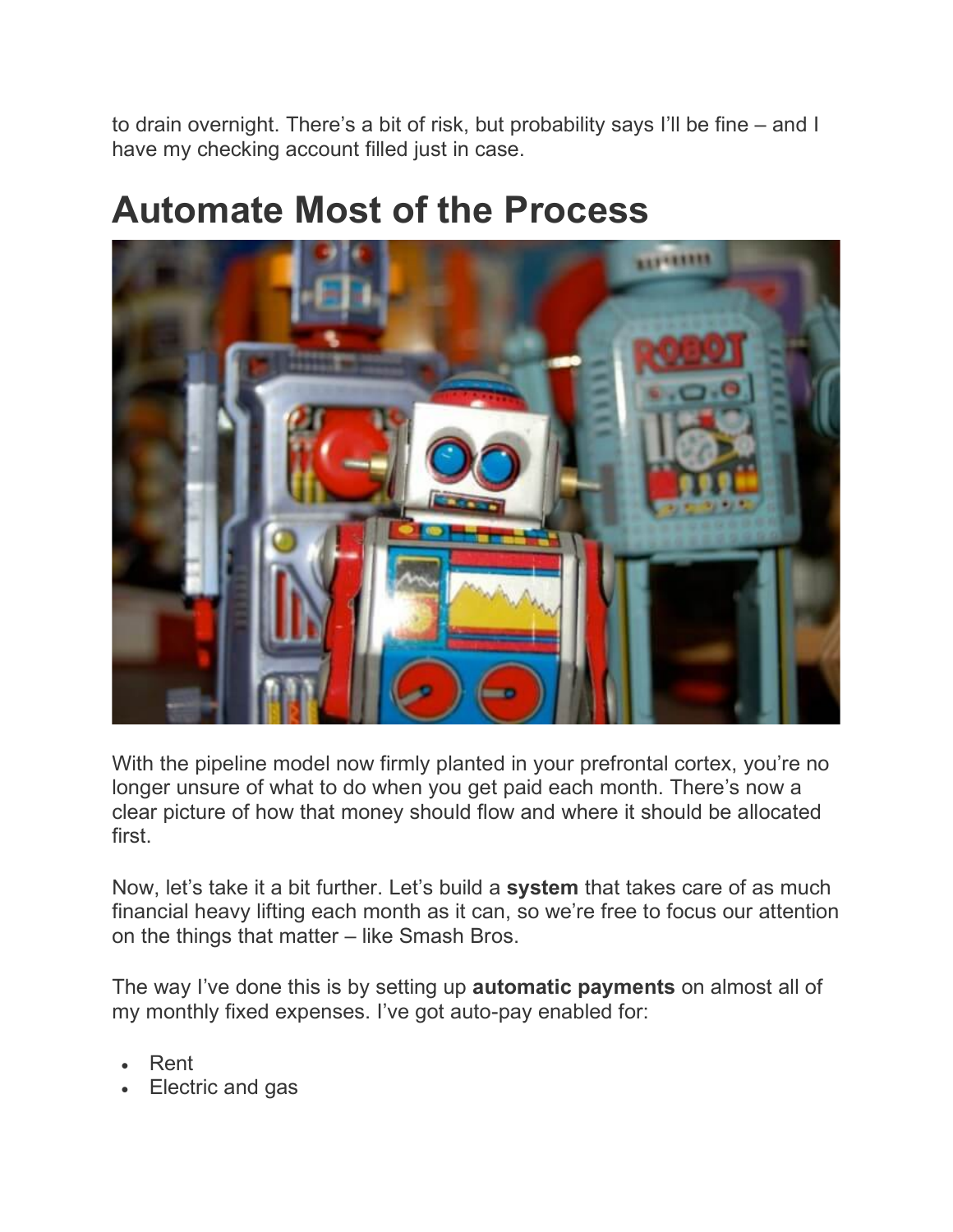to drain overnight. There's a bit of risk, but probability says I'll be fine – and I have my checking account filled just in case.

## Automate Most of the Process

With the pipeline model now firmly planted in your prefrontal cortex, you're no longer unsure of what to do when you get paid each month. There's now a clear picture of how that money should flow and where it should be allocated first.

Now, let's take it a bit further. Let's build a **system** that takes care of as much financial heavy lifting each month as it can, so we're free to focus our attention on the things that matter – like Smash Bros.

The way I've done this is by setting up **automatic payments** on almost all of my monthly fixed expenses. I've got auto-pay enabled for:

- Rent
- Electric and gas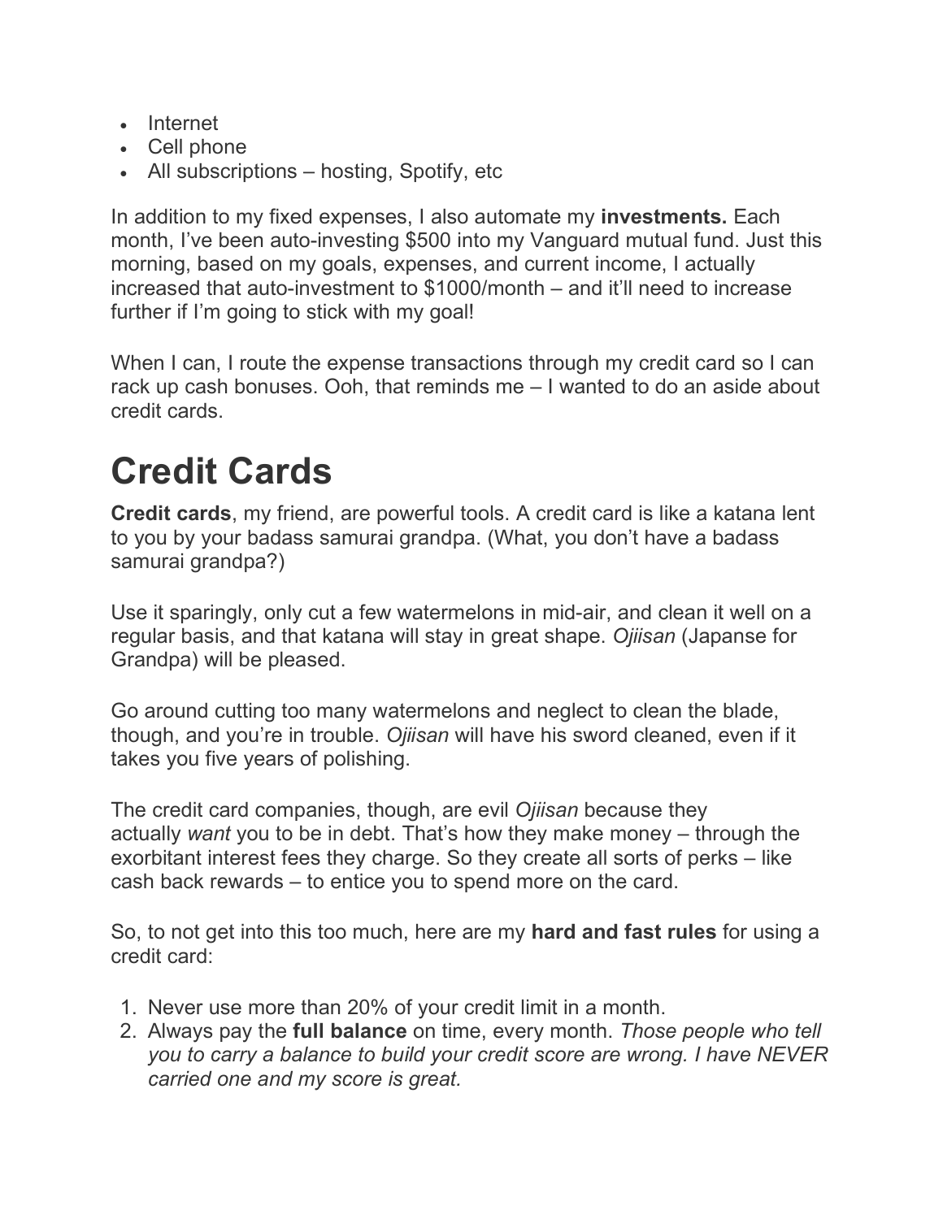- Internet
- Cell phone
- All subscriptions – hosting, Spotify, etc

In addition to my fixed expenses, I also automate my **investments.** Each month, I've been auto-investing $500 into my Vanguard mutual fund. Just this morning, based on my goals, expenses, and current income, I actually increased that auto-investment to $1000/month – and it'll need to increase further if I'm going to stick with my goal!

When I can, I route the expense transactions through my credit card so I can rack up cash bonuses. Ooh, that reminds me – I wanted to do an aside about credit cards.

# Credit Cards

**Credit cards**, my friend, are powerful tools. A credit card is like a katana lent to you by your badass samurai grandpa. (What, you don't have a badass samurai grandpa?)

Use it sparingly, only cut a few watermelons in mid-air, and clean it well on a regular basis, and that katana will stay in great shape. *Ojiisan* (Japanse for Grandpa) will be pleased.

Go around cutting too many watermelons and neglect to clean the blade, though, and you're in trouble. *Ojiisan* will have his sword cleaned, even if it takes you five years of polishing.

The credit card companies, though, are evil *Ojiisan* because they actually *want* you to be in debt. That's how they make money – through the exorbitant interest fees they charge. So they create all sorts of perks – like cash back rewards – to entice you to spend more on the card.

So, to not get into this too much, here are my **hard and fast rules** for using a credit card:

1. Never use more than 20% of your credit limit in a month.
2. Always pay the **full balance** on time, every month. *Those people who tell you to carry a balance to build your credit score are wrong. I have NEVER carried one and my score is great.*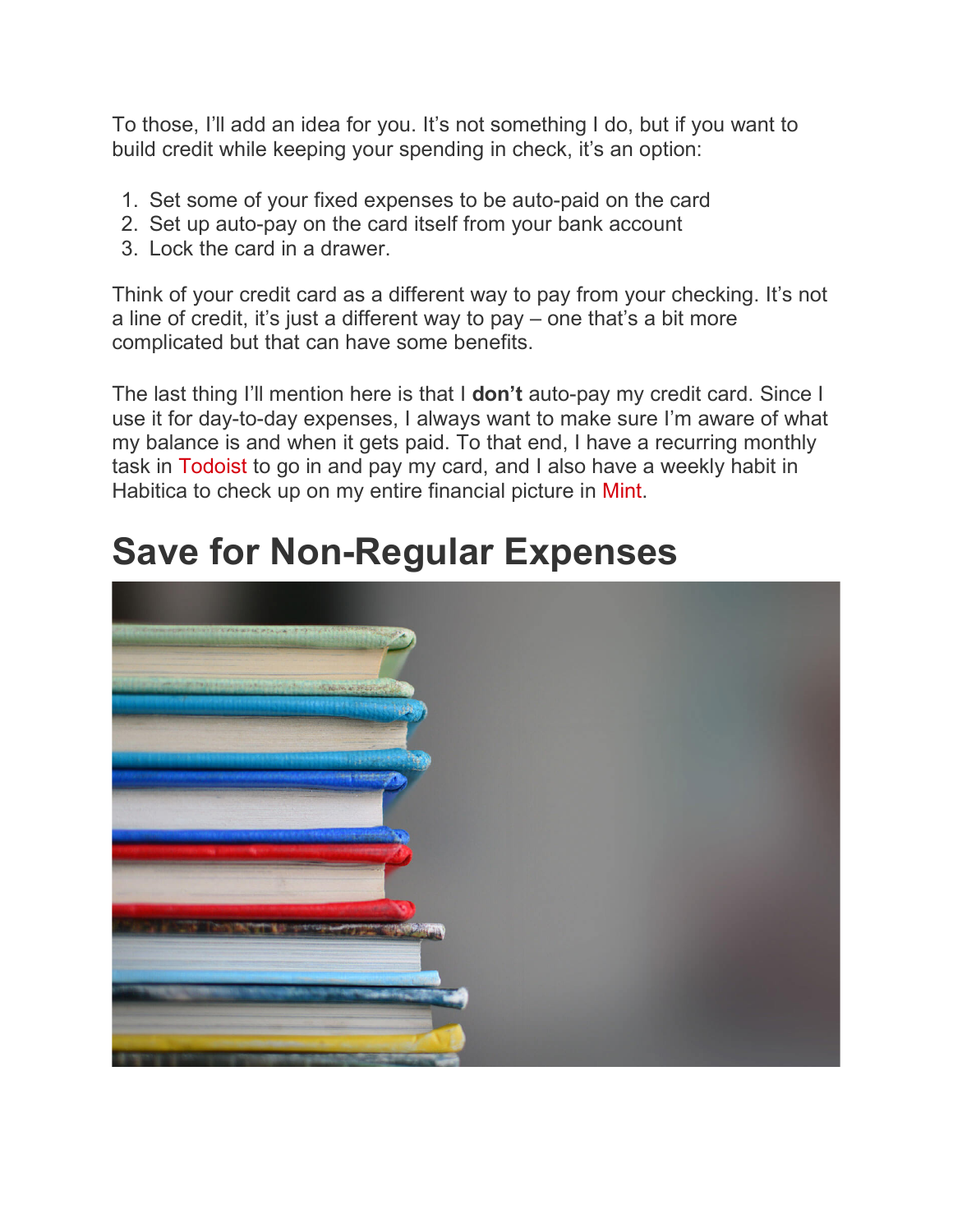To those, I'll add an idea for you. It's not something I do, but if you want to build credit while keeping your spending in check, it's an option:

1. Set some of your fixed expenses to be auto-paid on the card
2. Set up auto-pay on the card itself from your bank account
3. Lock the card in a drawer.

Think of your credit card as a different way to pay from your checking. It's not a line of credit, it's just a different way to pay – one that's a bit more complicated but that can have some benefits.

The last thing I'll mention here is that I **don't** auto-pay my credit card. Since I use it for day-to-day expenses, I always want to make sure I'm aware of what my balance is and when it gets paid. To that end, I have a recurring monthly task in Todoist to go in and pay my card, and I also have a weekly habit in Habitica to check up on my entire financial picture in Mint.

# Save for Non-Regular Expenses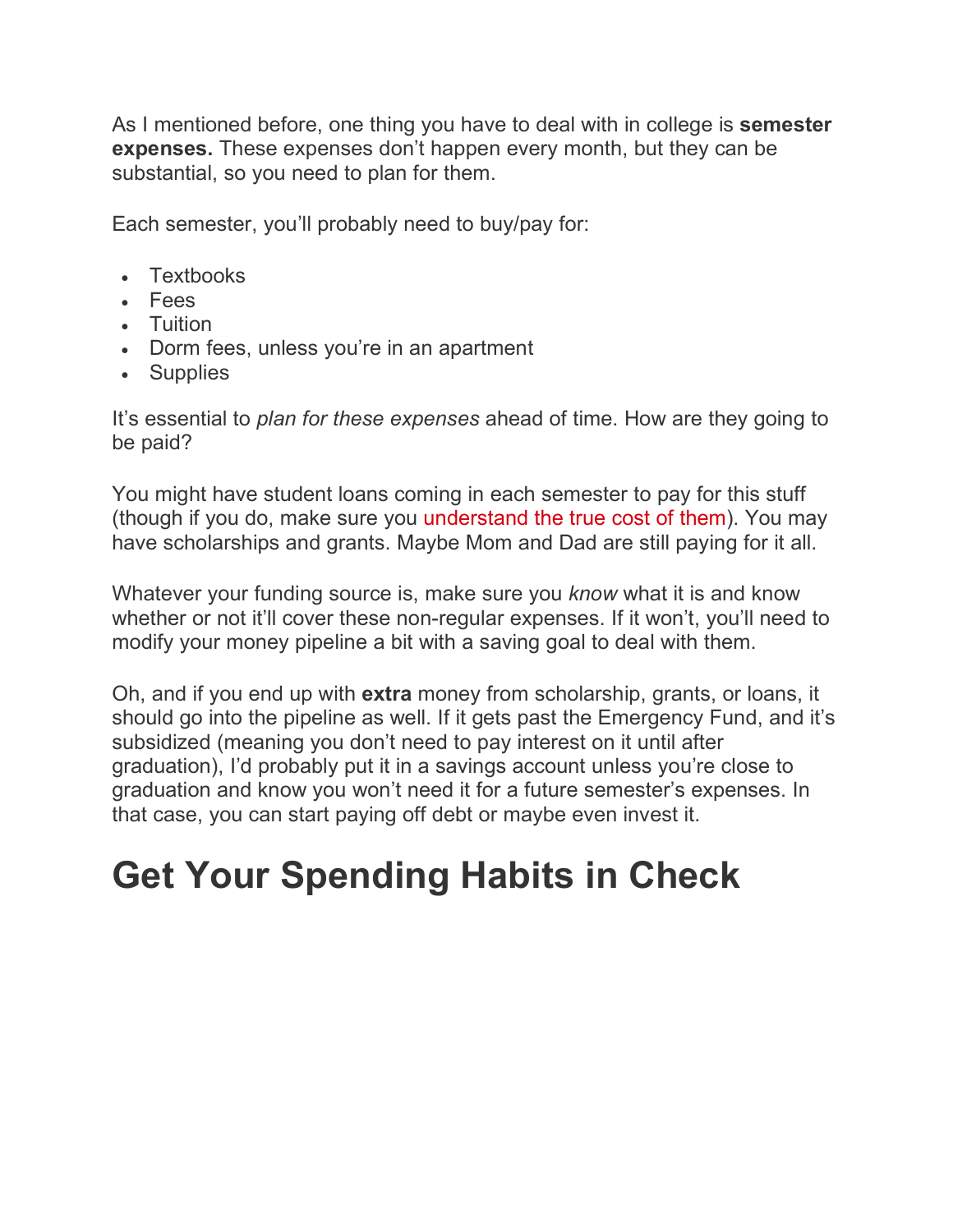As I mentioned before, one thing you have to deal with in college is **semester expenses.** These expenses don't happen every month, but they can be substantial, so you need to plan for them.

Each semester, you'll probably need to buy/pay for:

- Textbooks
- Fees
- Tuition
- Dorm fees, unless you're in an apartment
- Supplies

It's essential to *plan for these expenses* ahead of time. How are they going to be paid?

You might have student loans coming in each semester to pay for this stuff (though if you do, make sure you understand the true cost of them). You may have scholarships and grants. Maybe Mom and Dad are still paying for it all.

Whatever your funding source is, make sure you *know* what it is and know whether or not it'll cover these non-regular expenses. If it won't, you'll need to modify your money pipeline a bit with a saving goal to deal with them.

Oh, and if you end up with **extra** money from scholarship, grants, or loans, it should go into the pipeline as well. If it gets past the Emergency Fund, and it's subsidized (meaning you don't need to pay interest on it until after graduation), I'd probably put it in a savings account unless you're close to graduation and know you won't need it for a future semester's expenses. In that case, you can start paying off debt or maybe even invest it.

# Get Your Spending Habits in Check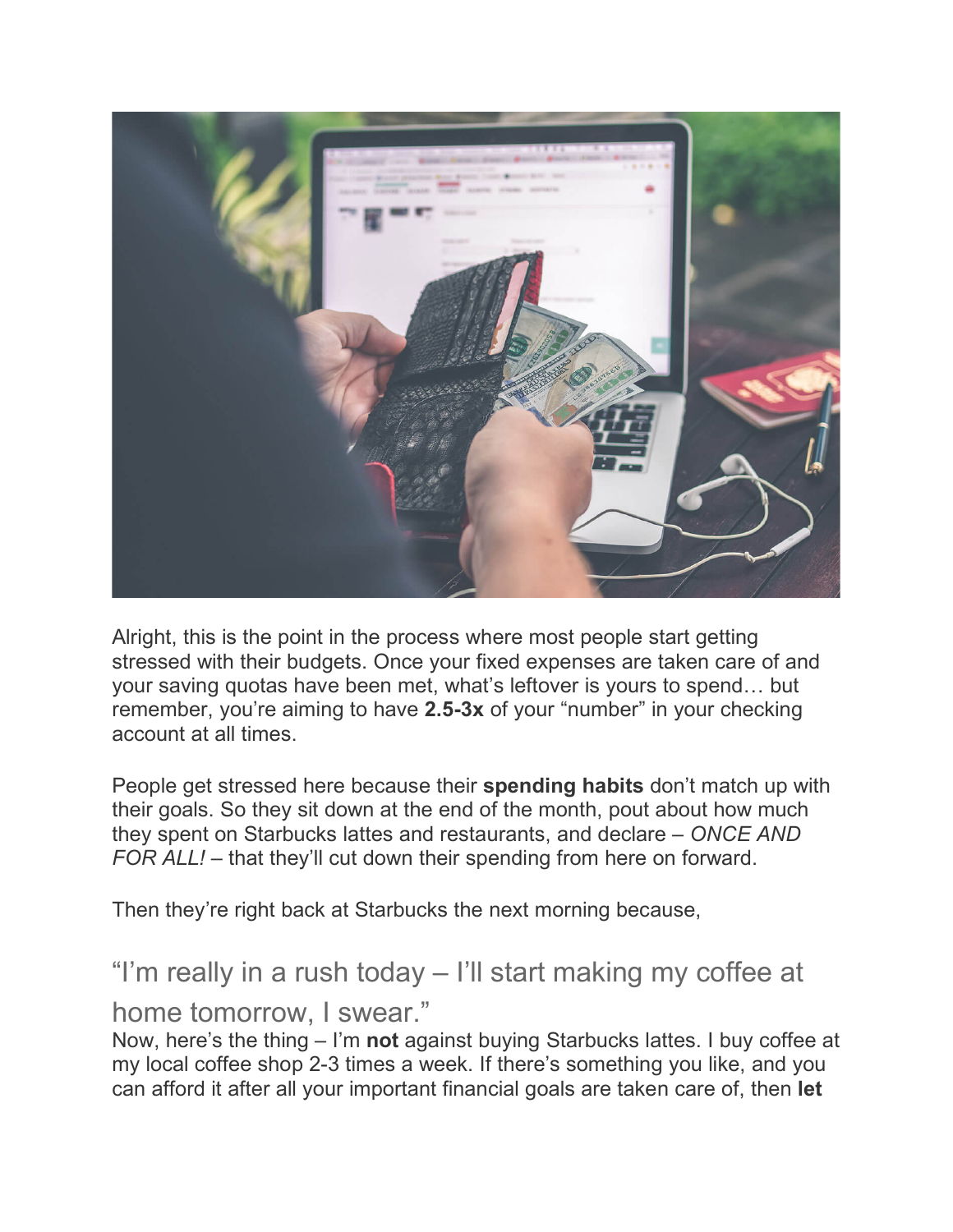Alright, this is the point in the process where most people start getting stressed with their budgets. Once your fixed expenses are taken care of and your saving quotas have been met, what's leftover is yours to spend… but remember, you're aiming to have **2.5-3x** of your "number" in your checking account at all times.

People get stressed here because their **spending habits** don't match up with their goals. So they sit down at the end of the month, pout about how much they spent on Starbucks lattes and restaurants, and declare – *ONCE AND FOR ALL!* – that they'll cut down their spending from here on forward.

Then they're right back at Starbucks the next morning because,

## "I'm really in a rush today – I'll start making my coffee at home tomorrow, I swear."

Now, here's the thing – I'm **not** against buying Starbucks lattes. I buy coffee at my local coffee shop 2-3 times a week. If there's something you like, and you can afford it after all your important financial goals are taken care of, then **let**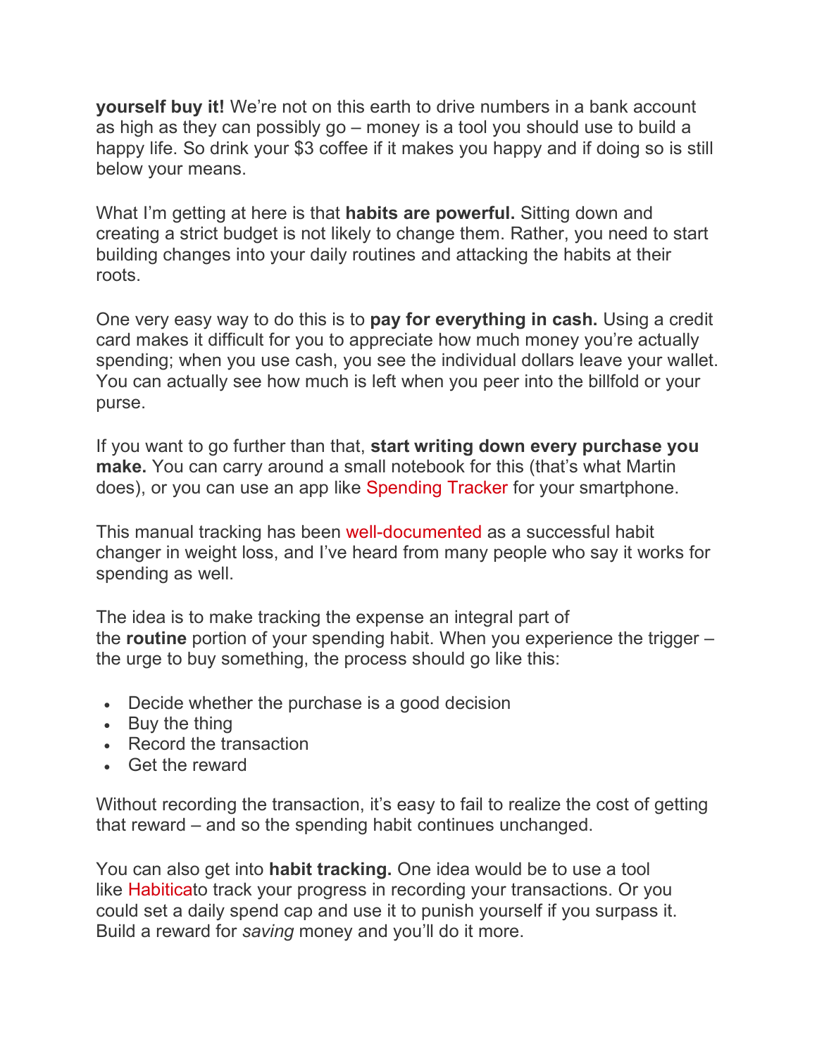**yourself buy it!** We're not on this earth to drive numbers in a bank account as high as they can possibly go – money is a tool you should use to build a happy life. So drink your $3 coffee if it makes you happy and if doing so is still below your means.

What I'm getting at here is that **habits are powerful.** Sitting down and creating a strict budget is not likely to change them. Rather, you need to start building changes into your daily routines and attacking the habits at their roots.

One very easy way to do this is to **pay for everything in cash.** Using a credit card makes it difficult for you to appreciate how much money you're actually spending; when you use cash, you see the individual dollars leave your wallet. You can actually see how much is left when you peer into the billfold or your purse.

If you want to go further than that, **start writing down every purchase you make.** You can carry around a small notebook for this (that's what Martin does), or you can use an app like Spending Tracker for your smartphone.

This manual tracking has been well-documented as a successful habit changer in weight loss, and I've heard from many people who say it works for spending as well.

The idea is to make tracking the expense an integral part of the **routine** portion of your spending habit. When you experience the trigger – the urge to buy something, the process should go like this:

- Decide whether the purchase is a good decision
- Buy the thing
- Record the transaction
- Get the reward

Without recording the transaction, it's easy to fail to realize the cost of getting that reward – and so the spending habit continues unchanged.

You can also get into **habit tracking.** One idea would be to use a tool like Habiticato track your progress in recording your transactions. Or you could set a daily spend cap and use it to punish yourself if you surpass it. Build a reward for *saving* money and you'll do it more.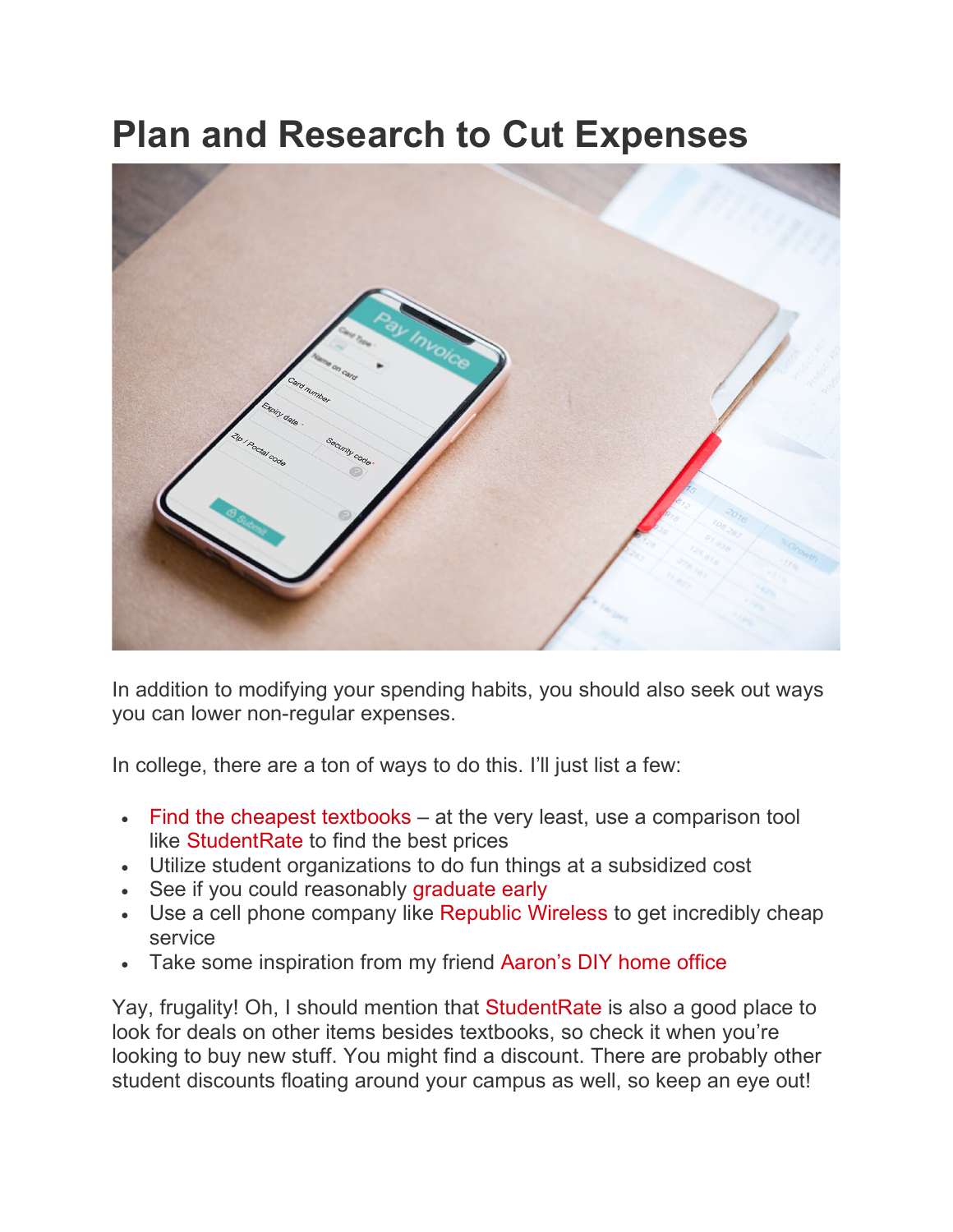# Plan and Research to Cut Expenses

In addition to modifying your spending habits, you should also seek out ways you can lower non-regular expenses.

In college, there are a ton of ways to do this. I'll just list a few:

- Find the cheapest textbooks – at the very least, use a comparison tool like StudentRate to find the best prices
- Utilize student organizations to do fun things at a subsidized cost
- See if you could reasonably graduate early
- Use a cell phone company like Republic Wireless to get incredibly cheap service
- Take some inspiration from my friend Aaron's DIY home office

Yay, frugality! Oh, I should mention that StudentRate is also a good place to look for deals on other items besides textbooks, so check it when you're looking to buy new stuff. You might find a discount. There are probably other student discounts floating around your campus as well, so keep an eye out!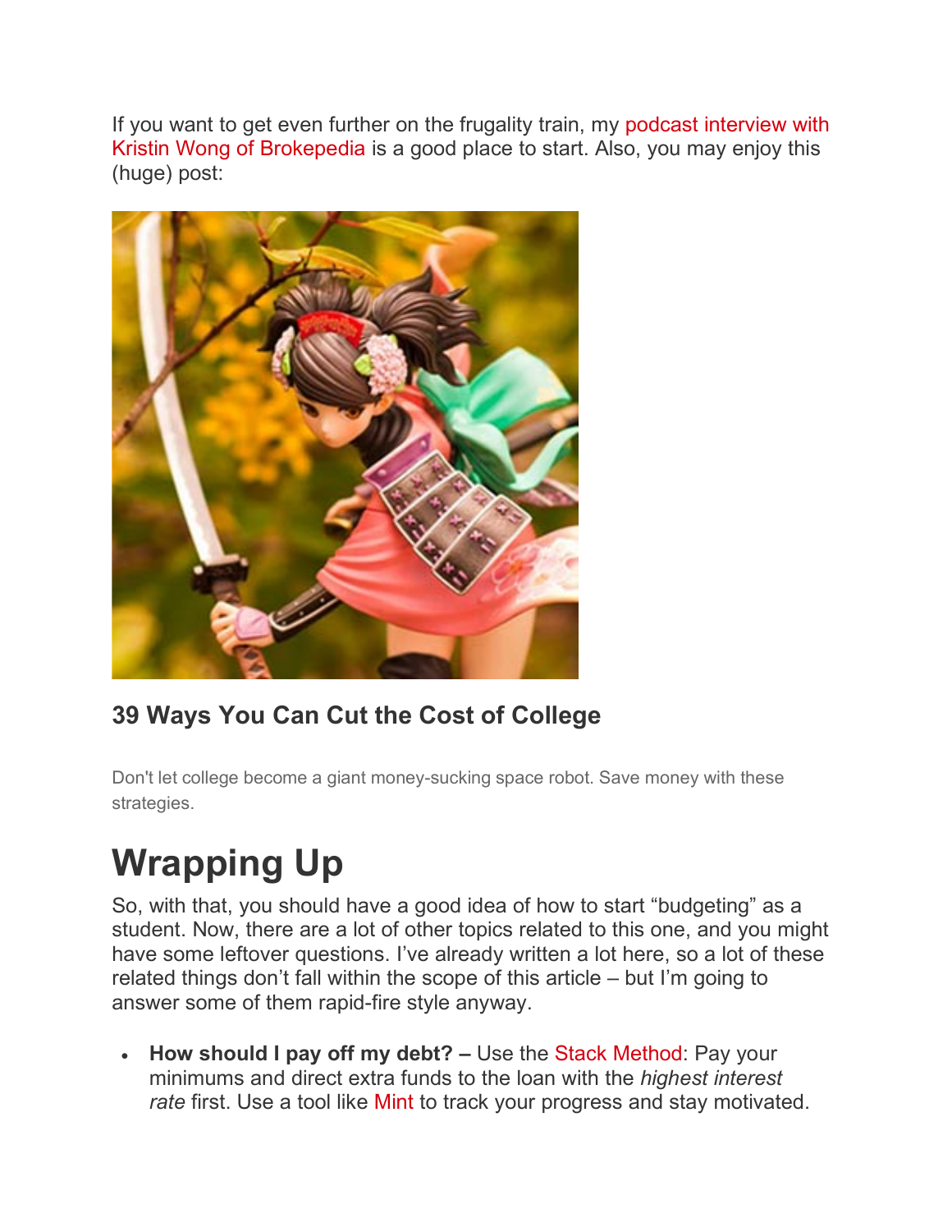If you want to get even further on the frugality train, my podcast interview with Kristin Wong of Brokepedia is a good place to start. Also, you may enjoy this (huge) post:

### 39 Ways You Can Cut the Cost of College

Don't let college become a giant money-sucking space robot. Save money with these strategies.

# Wrapping Up

So, with that, you should have a good idea of how to start "budgeting" as a student. Now, there are a lot of other topics related to this one, and you might have some leftover questions. I've already written a lot here, so a lot of these related things don't fall within the scope of this article – but I'm going to answer some of them rapid-fire style anyway.

- **How should I pay off my debt? –** Use the Stack Method: Pay your minimums and direct extra funds to the loan with the *highest interest rate* first. Use a tool like Mint to track your progress and stay motivated.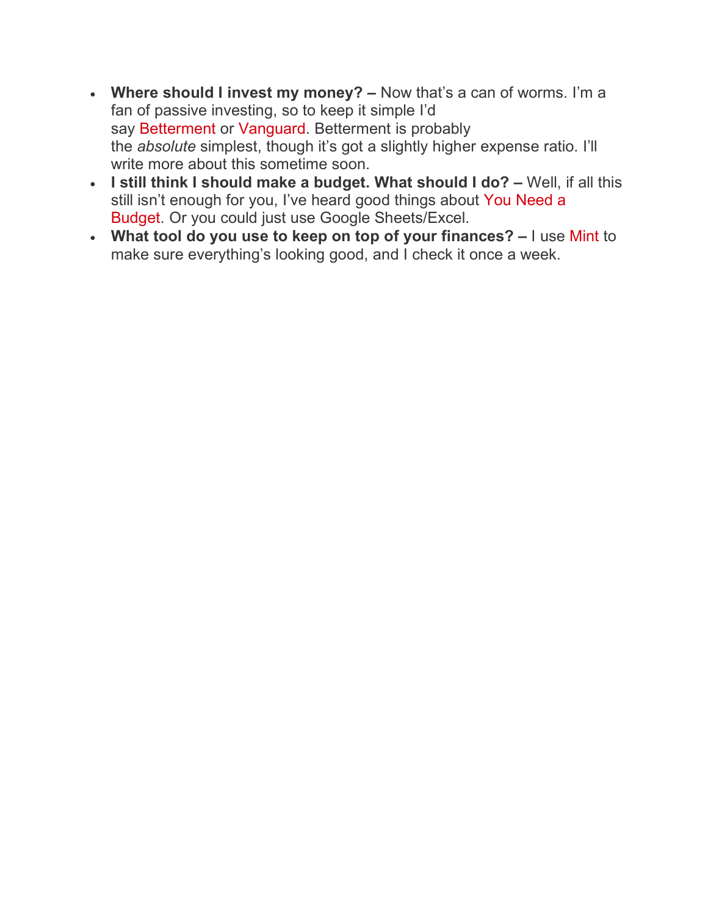- **Where should I invest my money? –** Now that's a can of worms. I'm a fan of passive investing, so to keep it simple I'd say Betterment or Vanguard. Betterment is probably the *absolute* simplest, though it's got a slightly higher expense ratio. I'll write more about this sometime soon.
- **I still think I should make a budget. What should I do? –** Well, if all this still isn't enough for you, I've heard good things about You Need a Budget. Or you could just use Google Sheets/Excel.
- **What tool do you use to keep on top of your finances? –** I use Mint to make sure everything's looking good, and I check it once a week.